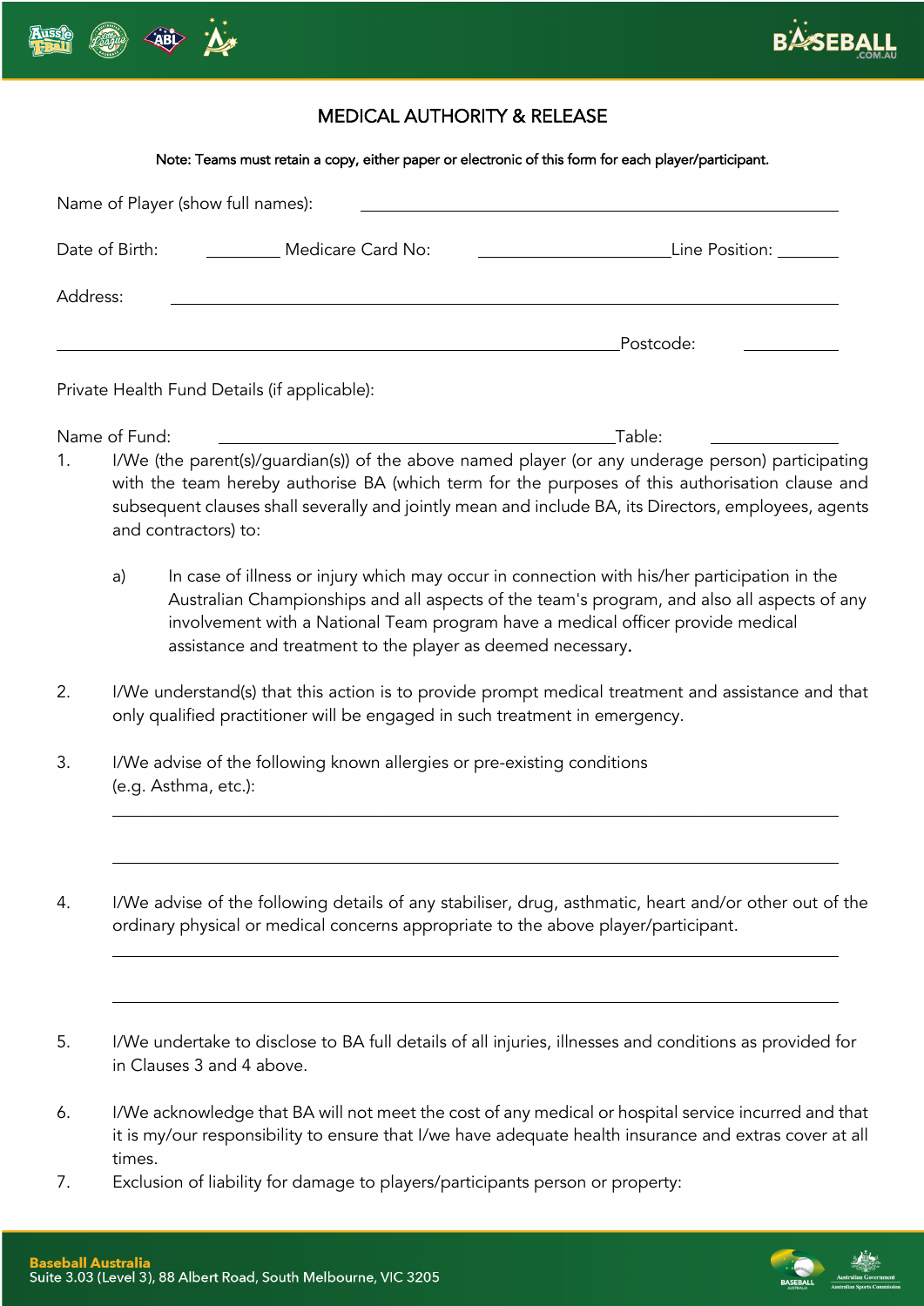# MEDICAL AUTHORITY & RELEASE

**Note: Teams must retain a copy, either paper or electronic of this form for each player/participant.**

Name of Player (show full names): ____________________________________________

Date of Birth: __________ Medicare Card No: ______________________ Line Position: ________

Address: ______________________________________________________________________

______________________________________________________________ Postcode: ____________

Private Health Fund Details (if applicable):

Name of Fund: ____________________________________________ Table: ______________

1. I/We (the parent(s)/guardian(s)) of the above named player (or any underage person) participating with the team hereby authorise BA (which term for the purposes of this authorisation clause and subsequent clauses shall severally and jointly mean and include BA, its Directors, employees, agents and contractors) to:

   a) In case of illness or injury which may occur in connection with his/her participation in the Australian Championships and all aspects of the team's program, and also all aspects of any involvement with a National Team program have a medical officer provide medical assistance and treatment to the player as deemed necessary.

2. I/We understand(s) that this action is to provide prompt medical treatment and assistance and that only qualified practitioner will be engaged in such treatment in emergency.

3. I/We advise of the following known allergies or pre-existing conditions (e.g. Asthma, etc.):

   ______________________________________________________________________________

   ______________________________________________________________________________

4. I/We advise of the following details of any stabiliser, drug, asthmatic, heart and/or other out of the ordinary physical or medical concerns appropriate to the above player/participant.

   ______________________________________________________________________________

   ______________________________________________________________________________

5. I/We undertake to disclose to BA full details of all injuries, illnesses and conditions as provided for in Clauses 3 and 4 above.

6. I/We acknowledge that BA will not meet the cost of any medical or hospital service incurred and that it is my/our responsibility to ensure that I/we have adequate health insurance and extras cover at all times.

7. Exclusion of liability for damage to players/participants person or property: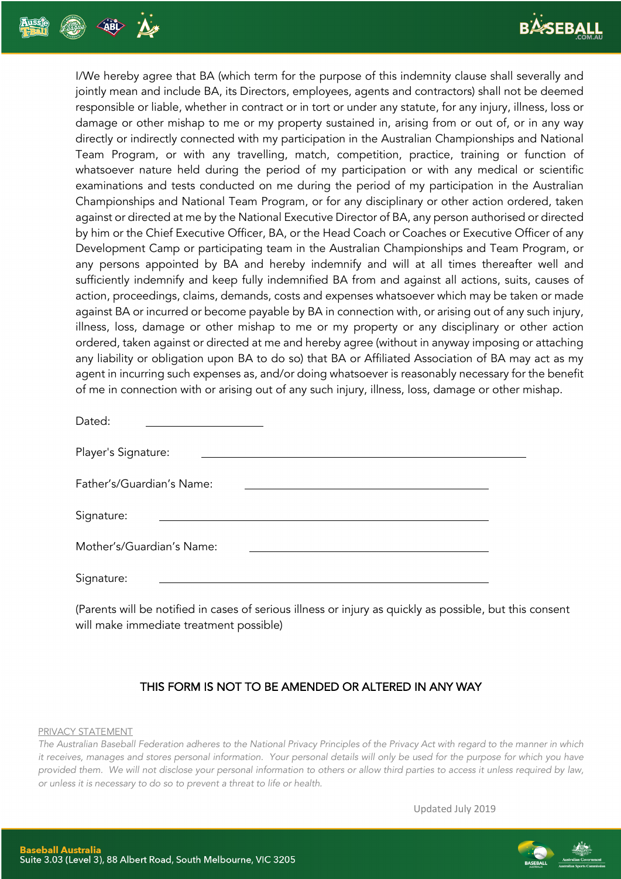I/We hereby agree that BA (which term for the purpose of this indemnity clause shall severally and jointly mean and include BA, its Directors, employees, agents and contractors) shall not be deemed responsible or liable, whether in contract or in tort or under any statute, for any injury, illness, loss or damage or other mishap to me or my property sustained in, arising from or out of, or in any way directly or indirectly connected with my participation in the Australian Championships and National Team Program, or with any travelling, match, competition, practice, training or function of whatsoever nature held during the period of my participation or with any medical or scientific examinations and tests conducted on me during the period of my participation in the Australian Championships and National Team Program, or for any disciplinary or other action ordered, taken against or directed at me by the National Executive Director of BA, any person authorised or directed by him or the Chief Executive Officer, BA, or the Head Coach or Coaches or Executive Officer of any Development Camp or participating team in the Australian Championships and Team Program, or any persons appointed by BA and hereby indemnify and will at all times thereafter well and sufficiently indemnify and keep fully indemnified BA from and against all actions, suits, causes of action, proceedings, claims, demands, costs and expenses whatsoever which may be taken or made against BA or incurred or become payable by BA in connection with, or arising out of any such injury, illness, loss, damage or other mishap to me or my property or any disciplinary or other action ordered, taken against or directed at me and hereby agree (without in anyway imposing or attaching any liability or obligation upon BA to do so) that BA or Affiliated Association of BA may act as my agent in incurring such expenses as, and/or doing whatsoever is reasonably necessary for the benefit of me in connection with or arising out of any such injury, illness, loss, damage or other mishap.

Dated: ____________________

Player's Signature: ________________________________________________

Father's/Guardian's Name: ________________________________________

Signature: ________________________________________________

Mother's/Guardian's Name: ________________________________________

Signature: ________________________________________________

(Parents will be notified in cases of serious illness or injury as quickly as possible, but this consent will make immediate treatment possible)

THIS FORM IS NOT TO BE AMENDED OR ALTERED IN ANY WAY

PRIVACY STATEMENT

*The Australian Baseball Federation adheres to the National Privacy Principles of the Privacy Act with regard to the manner in which it receives, manages and stores personal information. Your personal details will only be used for the purpose for which you have provided them. We will not disclose your personal information to others or allow third parties to access it unless required by law, or unless it is necessary to do so to prevent a threat to life or health.*

Updated July 2019

**Baseball Australia**
Suite 3.03 (Level 3), 88 Albert Road, South Melbourne, VIC 3205